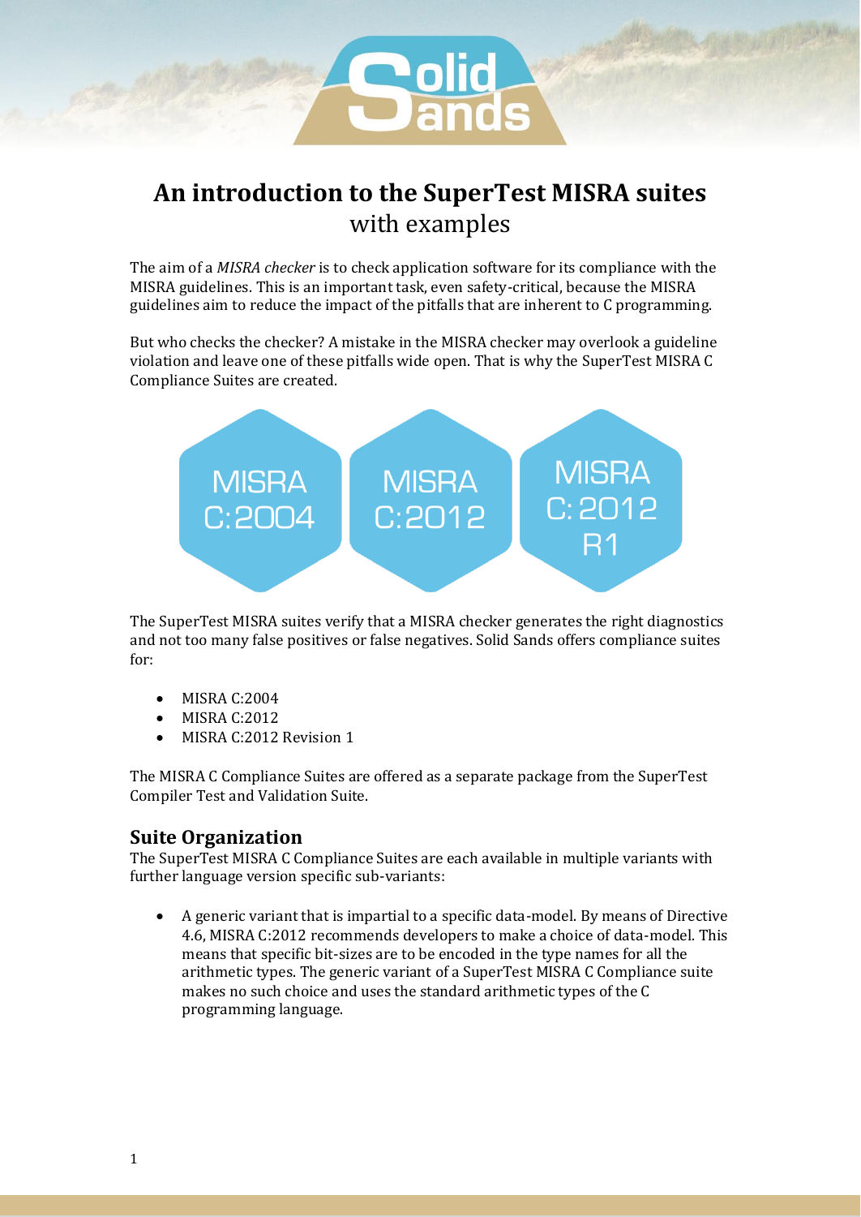# An introduction to the SuperTest MISRA suites
with examples

The aim of a *MISRA checker* is to check application software for its compliance with the MISRA guidelines. This is an important task, even safety-critical, because the MISRA guidelines aim to reduce the impact of the pitfalls that are inherent to C programming.

But who checks the checker? A mistake in the MISRA checker may overlook a guideline violation and leave one of these pitfalls wide open. That is why the SuperTest MISRA C Compliance Suites are created.

MISRA C:2004 | MISRA C:2012 | MISRA C:2012 R1

The SuperTest MISRA suites verify that a MISRA checker generates the right diagnostics and not too many false positives or false negatives. Solid Sands offers compliance suites for:

- MISRA C:2004
- MISRA C:2012
- MISRA C:2012 Revision 1

The MISRA C Compliance Suites are offered as a separate package from the SuperTest Compiler Test and Validation Suite.

## Suite Organization

The SuperTest MISRA C Compliance Suites are each available in multiple variants with further language version specific sub-variants:

- A generic variant that is impartial to a specific data-model. By means of Directive 4.6, MISRA C:2012 recommends developers to make a choice of data-model. This means that specific bit-sizes are to be encoded in the type names for all the arithmetic types. The generic variant of a SuperTest MISRA C Compliance suite makes no such choice and uses the standard arithmetic types of the C programming language.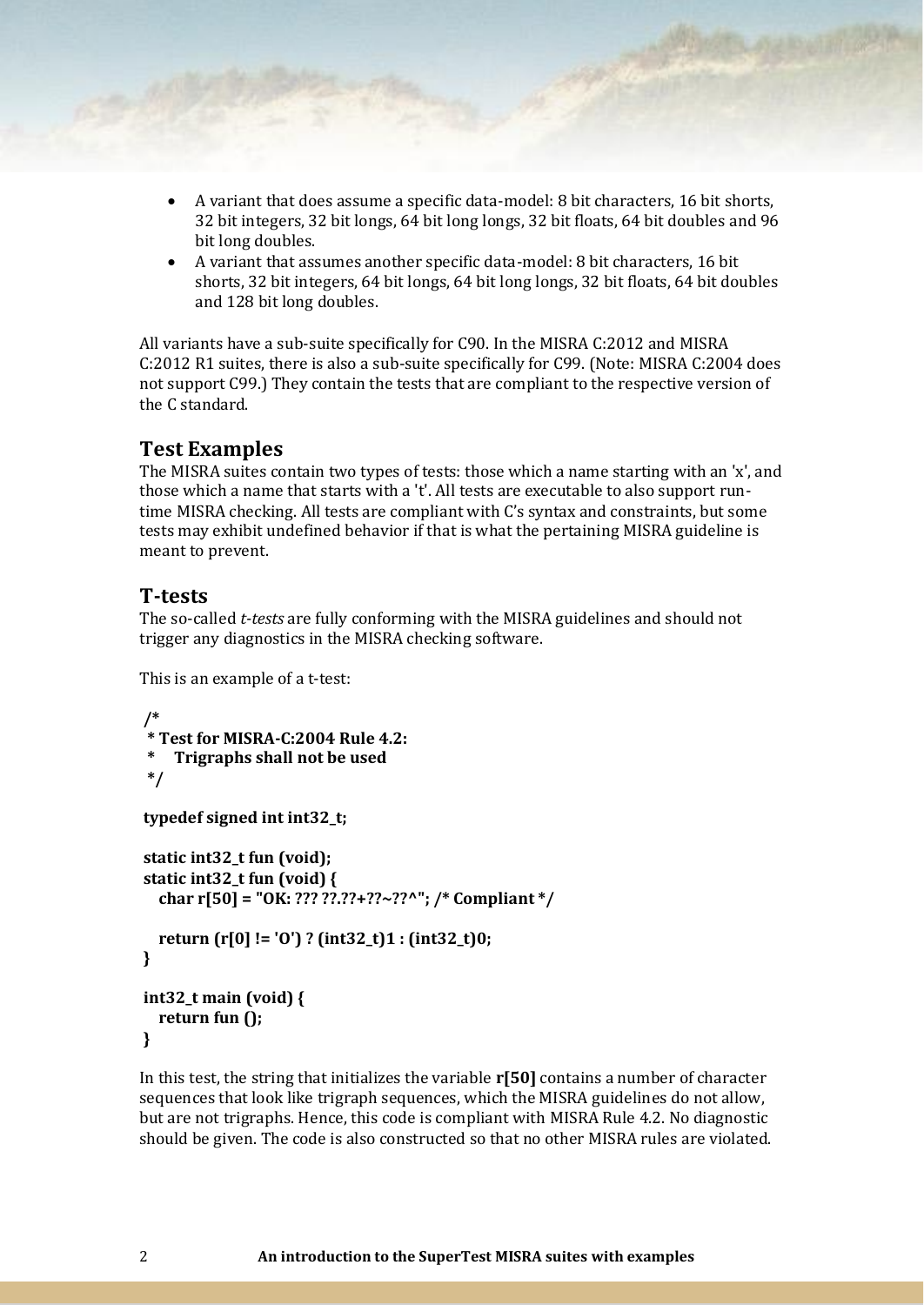- A variant that does assume a specific data-model: 8 bit characters, 16 bit shorts, 32 bit integers, 32 bit longs, 64 bit long longs, 32 bit floats, 64 bit doubles and 96 bit long doubles.
- A variant that assumes another specific data-model: 8 bit characters, 16 bit shorts, 32 bit integers, 64 bit longs, 64 bit long longs, 32 bit floats, 64 bit doubles and 128 bit long doubles.

All variants have a sub-suite specifically for C90. In the MISRA C:2012 and MISRA C:2012 R1 suites, there is also a sub-suite specifically for C99. (Note: MISRA C:2004 does not support C99.) They contain the tests that are compliant to the respective version of the C standard.

## Test Examples

The MISRA suites contain two types of tests: those which a name starting with an 'x', and those which a name that starts with a 't'. All tests are executable to also support run-time MISRA checking. All tests are compliant with C's syntax and constraints, but some tests may exhibit undefined behavior if that is what the pertaining MISRA guideline is meant to prevent.

## T-tests

The so-called *t-tests* are fully conforming with the MISRA guidelines and should not trigger any diagnostics in the MISRA checking software.

This is an example of a t-test:

```
/*
 * Test for MISRA-C:2004 Rule 4.2:
 *    Trigraphs shall not be used
 */

typedef signed int int32_t;

static int32_t fun (void);
static int32_t fun (void) {
   char r[50] = "OK: ??? ??.??+??~??^"; /* Compliant */

   return (r[0] != 'O') ? (int32_t)1 : (int32_t)0;
}

int32_t main (void) {
   return fun ();
}
```

In this test, the string that initializes the variable **r[50]** contains a number of character sequences that look like trigraph sequences, which the MISRA guidelines do not allow, but are not trigraphs. Hence, this code is compliant with MISRA Rule 4.2. No diagnostic should be given. The code is also constructed so that no other MISRA rules are violated.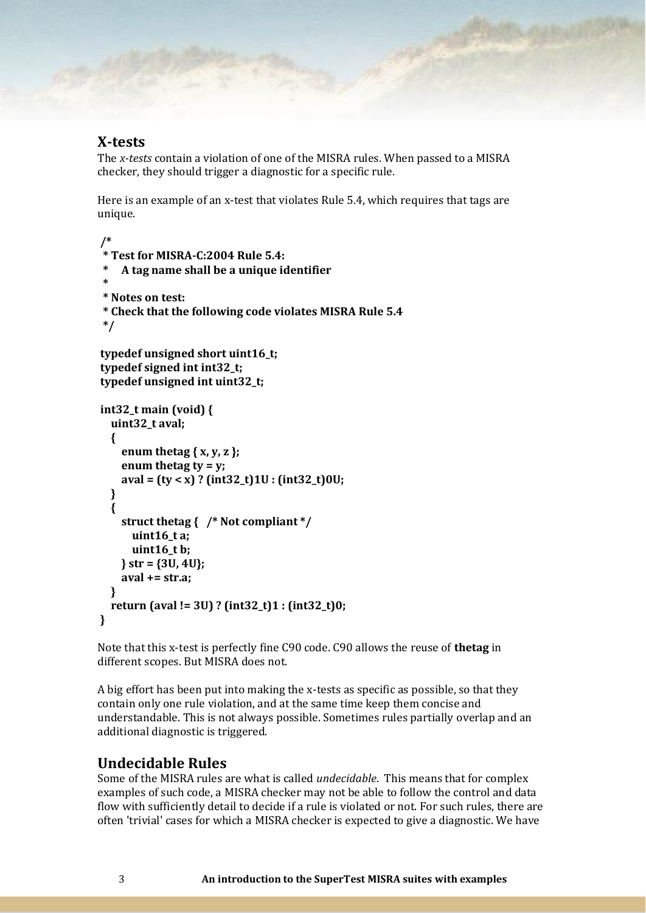## X-tests

The *x-tests* contain a violation of one of the MISRA rules. When passed to a MISRA checker, they should trigger a diagnostic for a specific rule.

Here is an example of an x-test that violates Rule 5.4, which requires that tags are unique.

```
/*
 * Test for MISRA-C:2004 Rule 5.4:
 *    A tag name shall be a unique identifier
 *
 * Notes on test:
 * Check that the following code violates MISRA Rule 5.4
 */

typedef unsigned short uint16_t;
typedef signed int int32_t;
typedef unsigned int uint32_t;

int32_t main (void) {
   uint32_t aval;
   {
      enum thetag { x, y, z };
      enum thetag ty = y;
      aval = (ty < x) ? (int32_t)1U : (int32_t)0U;
   }
   {
      struct thetag {   /* Not compliant */
         uint16_t a;
         uint16_t b;
      } str = {3U, 4U};
      aval += str.a;
   }
   return (aval != 3U) ? (int32_t)1 : (int32_t)0;
}
```

Note that this x-test is perfectly fine C90 code. C90 allows the reuse of **thetag** in different scopes. But MISRA does not.

A big effort has been put into making the x-tests as specific as possible, so that they contain only one rule violation, and at the same time keep them concise and understandable. This is not always possible. Sometimes rules partially overlap and an additional diagnostic is triggered.

## Undecidable Rules

Some of the MISRA rules are what is called *undecidable*. This means that for complex examples of such code, a MISRA checker may not be able to follow the control and data flow with sufficiently detail to decide if a rule is violated or not. For such rules, there are often 'trivial' cases for which a MISRA checker is expected to give a diagnostic. We have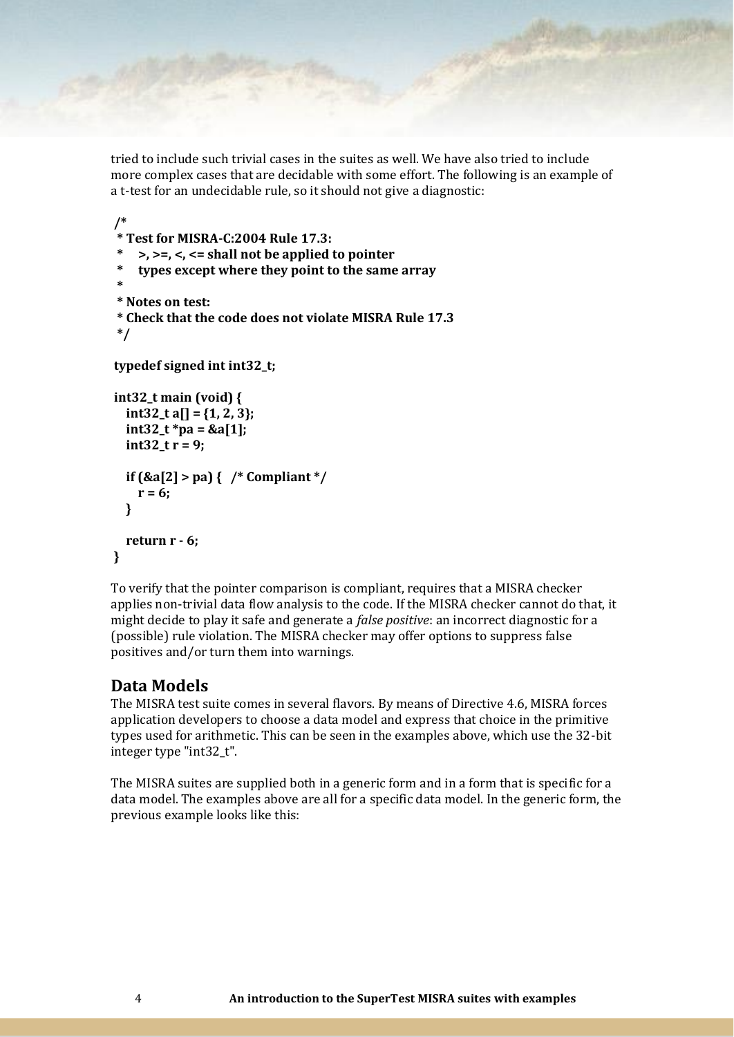tried to include such trivial cases in the suites as well. We have also tried to include more complex cases that are decidable with some effort. The following is an example of a t-test for an undecidable rule, so it should not give a diagnostic:

```
/*
 * Test for MISRA-C:2004 Rule 17.3:
 *    >, >=, <, <= shall not be applied to pointer
 *    types except where they point to the same array
 *
 * Notes on test:
 * Check that the code does not violate MISRA Rule 17.3
 */

typedef signed int int32_t;

int32_t main (void) {
   int32_t a[] = {1, 2, 3};
   int32_t *pa = &a[1];
   int32_t r = 9;

   if (&a[2] > pa) {   /* Compliant */
      r = 6;
   }

   return r - 6;
}
```

To verify that the pointer comparison is compliant, requires that a MISRA checker applies non-trivial data flow analysis to the code. If the MISRA checker cannot do that, it might decide to play it safe and generate a *false positive*: an incorrect diagnostic for a (possible) rule violation. The MISRA checker may offer options to suppress false positives and/or turn them into warnings.

## Data Models

The MISRA test suite comes in several flavors. By means of Directive 4.6, MISRA forces application developers to choose a data model and express that choice in the primitive types used for arithmetic. This can be seen in the examples above, which use the 32-bit integer type "int32_t".

The MISRA suites are supplied both in a generic form and in a form that is specific for a data model. The examples above are all for a specific data model. In the generic form, the previous example looks like this: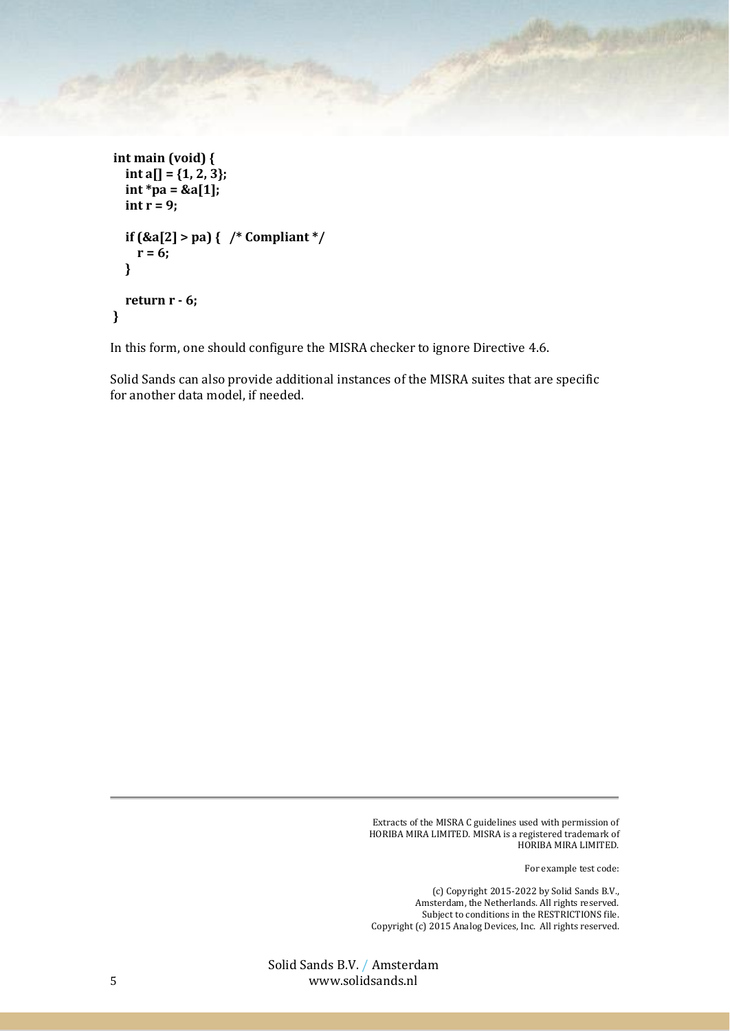```
int main (void) {
   int a[] = {1, 2, 3};
   int *pa = &a[1];
   int r = 9;

   if (&a[2] > pa) {   /* Compliant */
      r = 6;
   }

   return r - 6;
}
```

In this form, one should configure the MISRA checker to ignore Directive 4.6.

Solid Sands can also provide additional instances of the MISRA suites that are specific for another data model, if needed.

Extracts of the MISRA C guidelines used with permission of HORIBA MIRA LIMITED. MISRA is a registered trademark of HORIBA MIRA LIMITED.

For example test code:

(c) Copyright 2015-2022 by Solid Sands B.V., Amsterdam, the Netherlands. All rights reserved. Subject to conditions in the RESTRICTIONS file. Copyright (c) 2015 Analog Devices, Inc. All rights reserved.